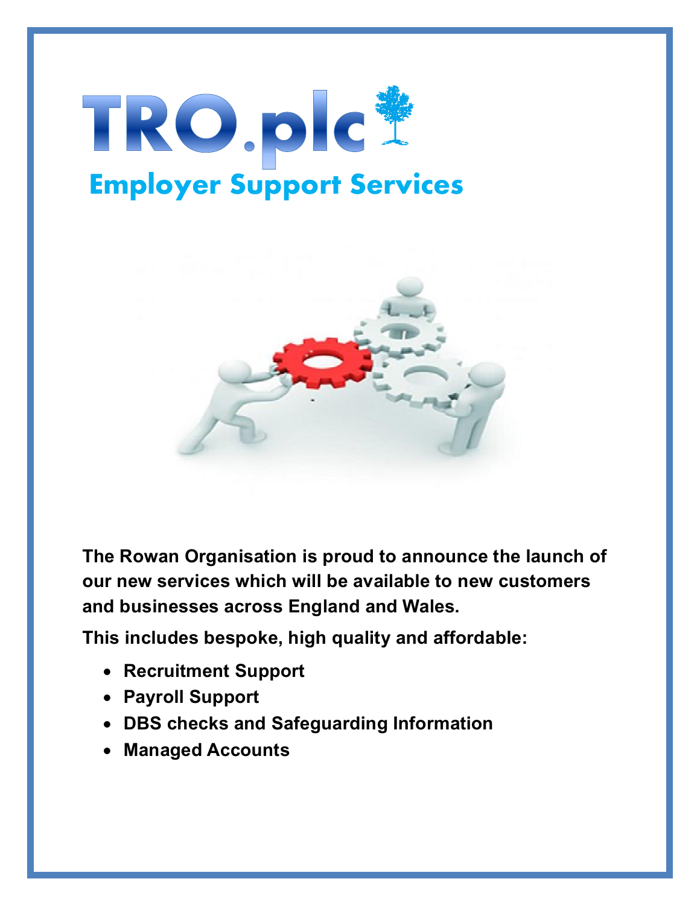# TRO.plc

## Employer Support Services

**The Rowan Organisation is proud to announce the launch of our new services which will be available to new customers and businesses across England and Wales.**

**This includes bespoke, high quality and affordable:**

- **Recruitment Support**
- **Payroll Support**
- **DBS checks and Safeguarding Information**
- **Managed Accounts**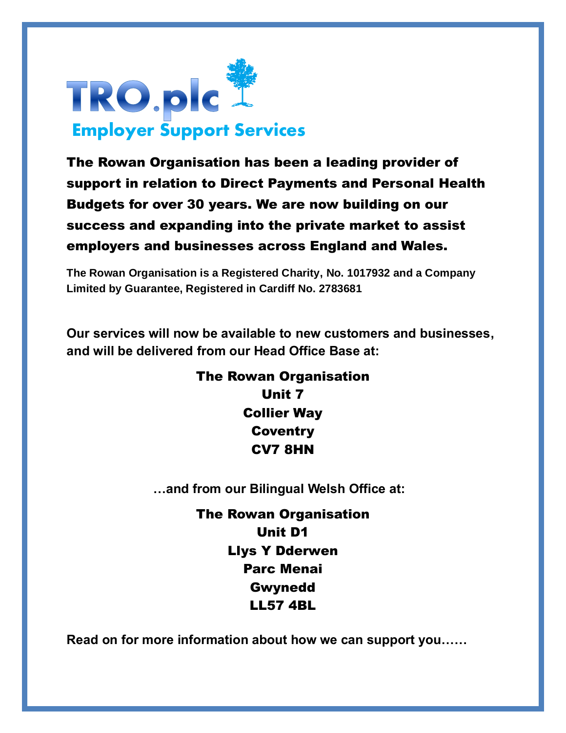# TRO.plc

## Employer Support Services

**The Rowan Organisation has been a leading provider of support in relation to Direct Payments and Personal Health Budgets for over 30 years. We are now building on our success and expanding into the private market to assist employers and businesses across England and Wales.**

**The Rowan Organisation is a Registered Charity, No. 1017932 and a Company Limited by Guarantee, Registered in Cardiff No. 2783681**

**Our services will now be available to new customers and businesses, and will be delivered from our Head Office Base at:**

**The Rowan Organisation**
**Unit 7**
**Collier Way**
**Coventry**
**CV7 8HN**

**…and from our Bilingual Welsh Office at:**

**The Rowan Organisation**
**Unit D1**
**Llys Y Dderwen**
**Parc Menai**
**Gwynedd**
**LL57 4BL**

**Read on for more information about how we can support you……**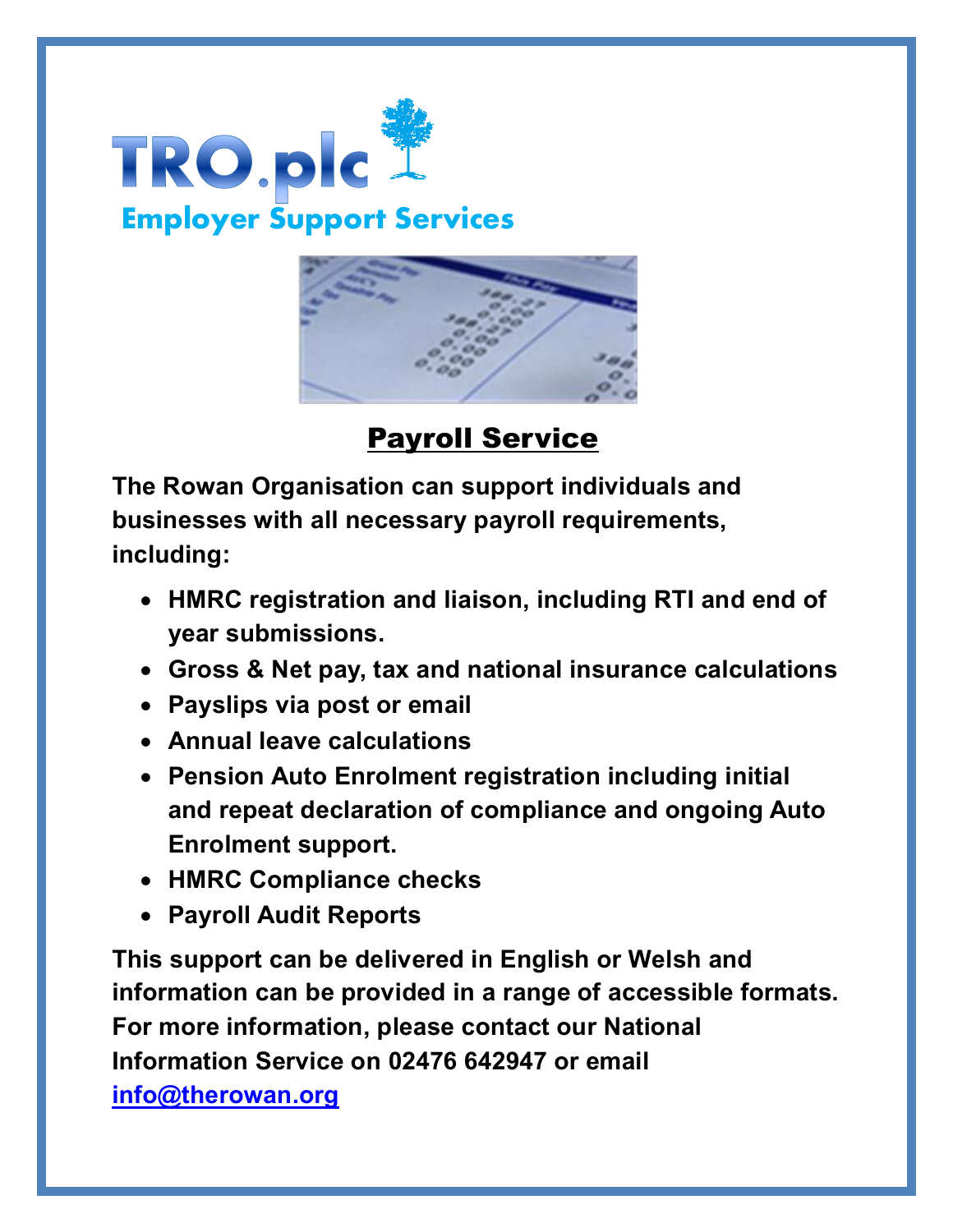TRO.plc

Employer Support Services

## Payroll Service

**The Rowan Organisation can support individuals and businesses with all necessary payroll requirements, including:**

- **HMRC registration and liaison, including RTI and end of year submissions.**
- **Gross & Net pay, tax and national insurance calculations**
- **Payslips via post or email**
- **Annual leave calculations**
- **Pension Auto Enrolment registration including initial and repeat declaration of compliance and ongoing Auto Enrolment support.**
- **HMRC Compliance checks**
- **Payroll Audit Reports**

**This support can be delivered in English or Welsh and information can be provided in a range of accessible formats. For more information, please contact our National Information Service on 02476 642947 or email [info@therowan.org](mailto:info@therowan.org)**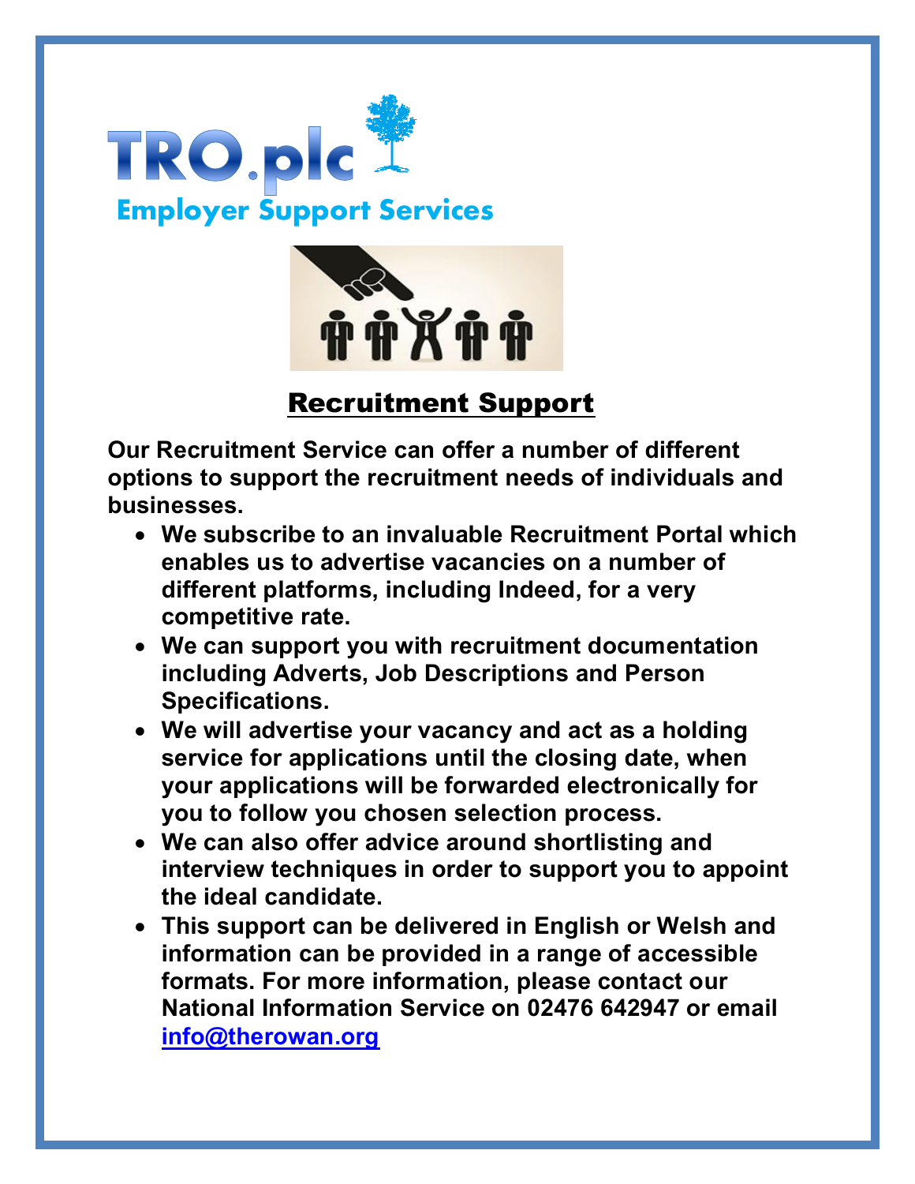# TRO.plc

## Employer Support Services

## Recruitment Support

**Our Recruitment Service can offer a number of different options to support the recruitment needs of individuals and businesses.**

- **We subscribe to an invaluable Recruitment Portal which enables us to advertise vacancies on a number of different platforms, including Indeed, for a very competitive rate.**
- **We can support you with recruitment documentation including Adverts, Job Descriptions and Person Specifications.**
- **We will advertise your vacancy and act as a holding service for applications until the closing date, when your applications will be forwarded electronically for you to follow you chosen selection process.**
- **We can also offer advice around shortlisting and interview techniques in order to support you to appoint the ideal candidate.**
- **This support can be delivered in English or Welsh and information can be provided in a range of accessible formats. For more information, please contact our National Information Service on 02476 642947 or email [info@therowan.org](mailto:info@therowan.org)**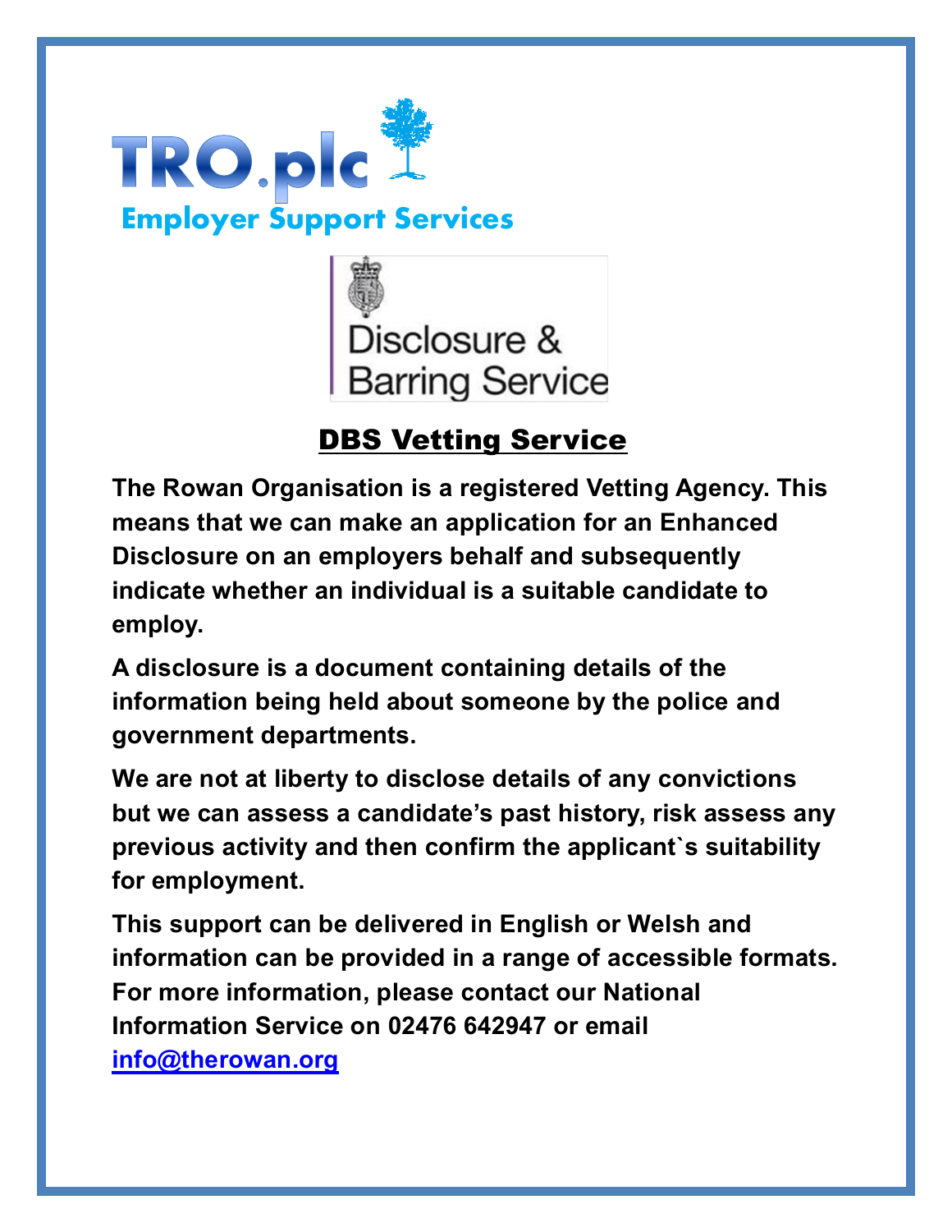TRO.plc

Employer Support Services

Disclosure & Barring Service

## DBS Vetting Service

**The Rowan Organisation is a registered Vetting Agency. This means that we can make an application for an Enhanced Disclosure on an employers behalf and subsequently indicate whether an individual is a suitable candidate to employ.**

**A disclosure is a document containing details of the information being held about someone by the police and government departments.**

**We are not at liberty to disclose details of any convictions but we can assess a candidate's past history, risk assess any previous activity and then confirm the applicant`s suitability for employment.**

**This support can be delivered in English or Welsh and information can be provided in a range of accessible formats. For more information, please contact our National Information Service on 02476 642947 or email [info@therowan.org](mailto:info@therowan.org)**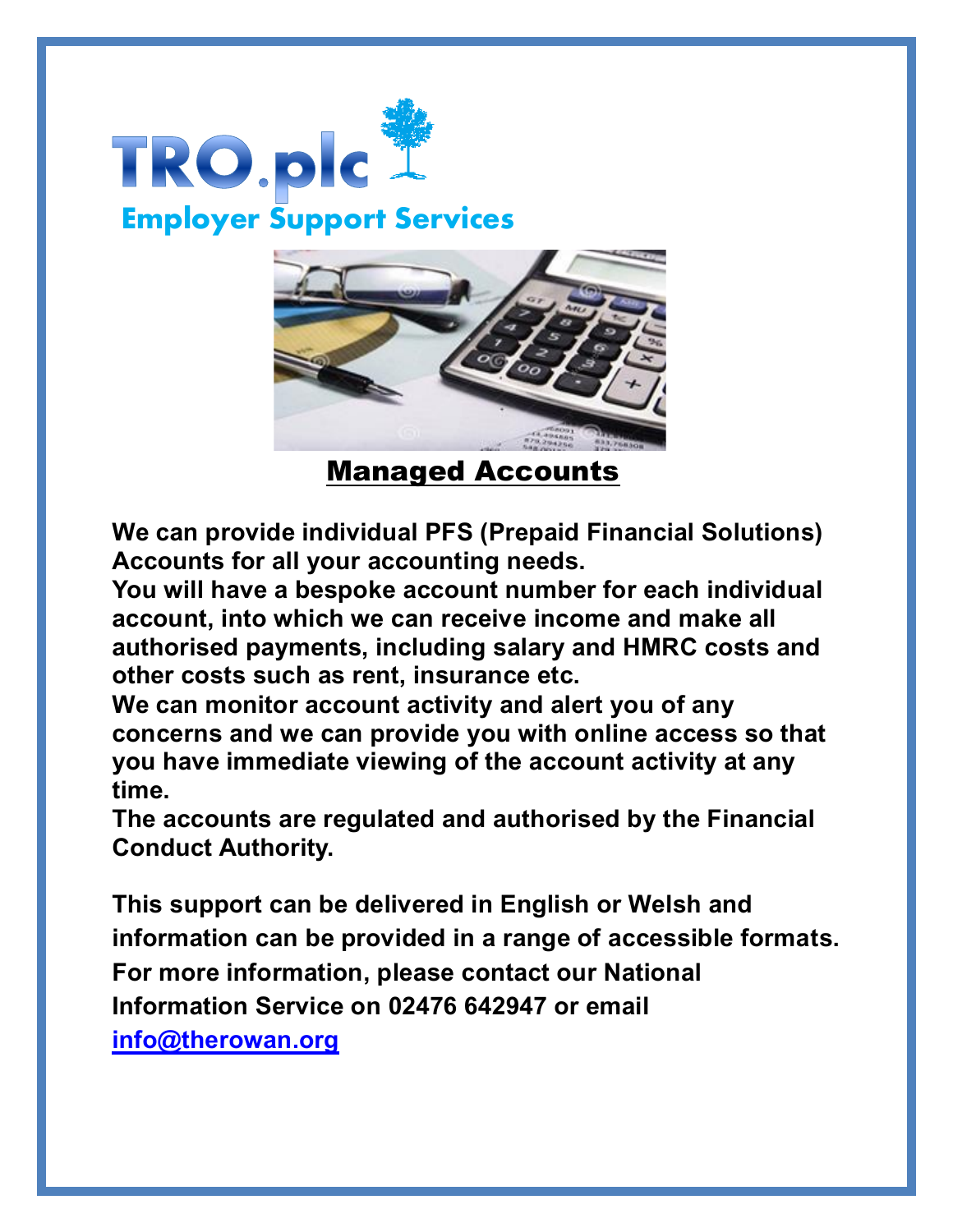TRO.plc

Employer Support Services

## Managed Accounts

**We can provide individual PFS (Prepaid Financial Solutions) Accounts for all your accounting needs.**

**You will have a bespoke account number for each individual account, into which we can receive income and make all authorised payments, including salary and HMRC costs and other costs such as rent, insurance etc.**

**We can monitor account activity and alert you of any concerns and we can provide you with online access so that you have immediate viewing of the account activity at any time.**

**The accounts are regulated and authorised by the Financial Conduct Authority.**

**This support can be delivered in English or Welsh and information can be provided in a range of accessible formats. For more information, please contact our National Information Service on 02476 642947 or email [info@therowan.org](mailto:info@therowan.org)**